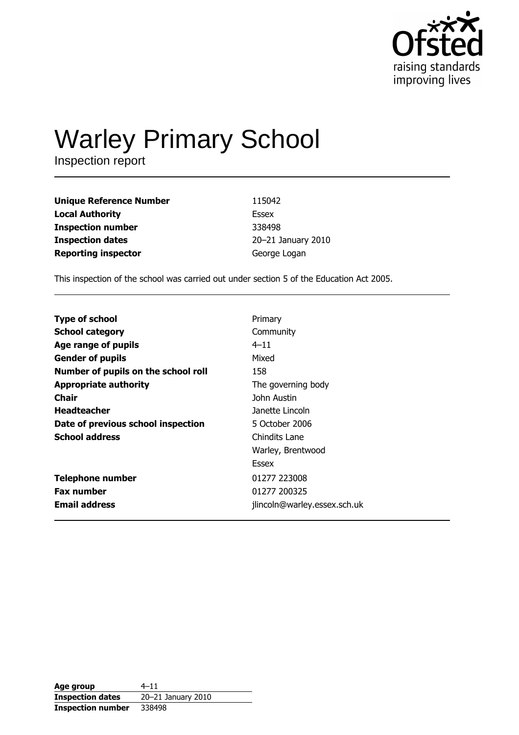Ofsted
raising standards
improving lives

# Warley Primary School

Inspection report

| | |
|---|---|
| **Unique Reference Number** | 115042 |
| **Local Authority** | Essex |
| **Inspection number** | 338498 |
| **Inspection dates** | 20–21 January 2010 |
| **Reporting inspector** | George Logan |

This inspection of the school was carried out under section 5 of the Education Act 2005.

| | |
|---|---|
| **Type of school** | Primary |
| **School category** | Community |
| **Age range of pupils** | 4–11 |
| **Gender of pupils** | Mixed |
| **Number of pupils on the school roll** | 158 |
| **Appropriate authority** | The governing body |
| **Chair** | John Austin |
| **Headteacher** | Janette Lincoln |
| **Date of previous school inspection** | 5 October 2006 |
| **School address** | Chindits Lane<br>Warley, Brentwood<br>Essex |
| **Telephone number** | 01277 223008 |
| **Fax number** | 01277 200325 |
| **Email address** | jlincoln@warley.essex.sch.uk |

| | |
|---|---|
| **Age group** | 4–11 |
| **Inspection dates** | 20–21 January 2010 |
| **Inspection number** | 338498 |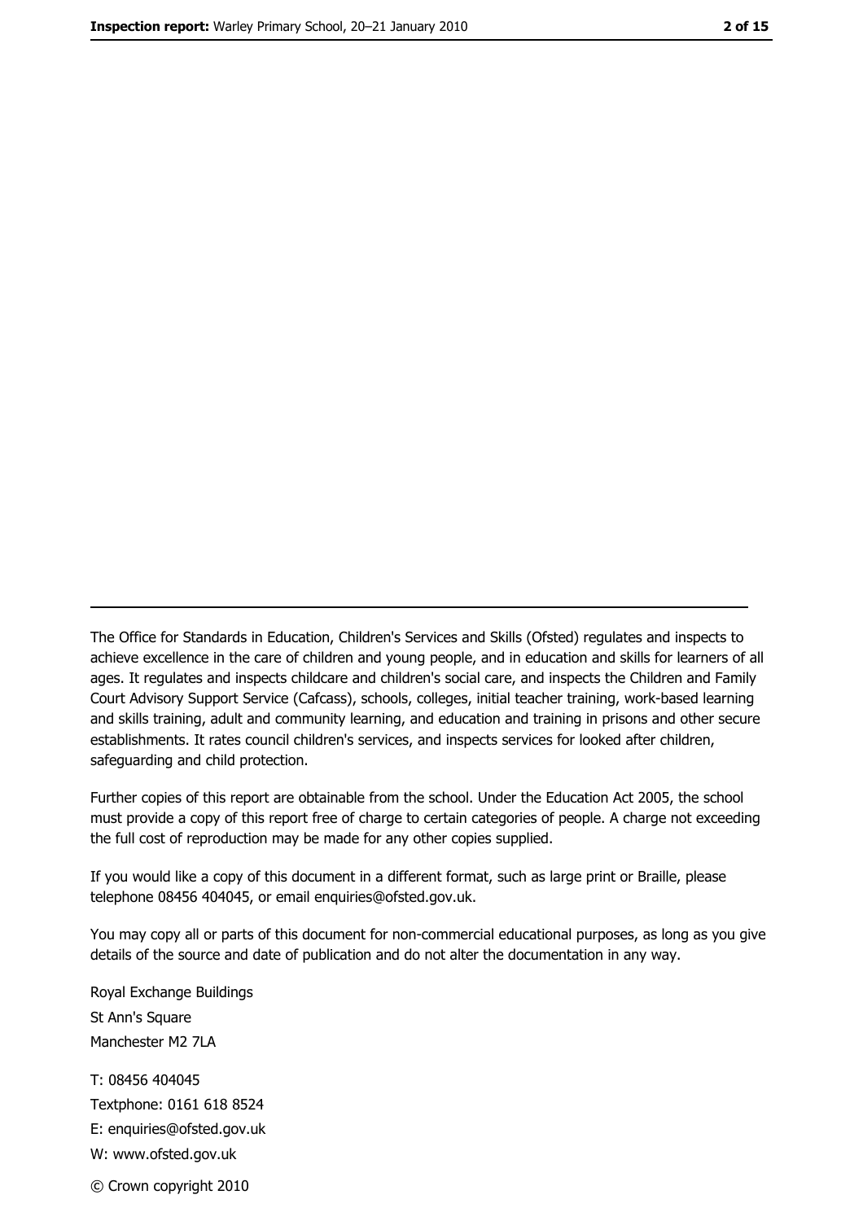---

The Office for Standards in Education, Children's Services and Skills (Ofsted) regulates and inspects to achieve excellence in the care of children and young people, and in education and skills for learners of all ages. It regulates and inspects childcare and children's social care, and inspects the Children and Family Court Advisory Support Service (Cafcass), schools, colleges, initial teacher training, work-based learning and skills training, adult and community learning, and education and training in prisons and other secure establishments. It rates council children's services, and inspects services for looked after children, safeguarding and child protection.

Further copies of this report are obtainable from the school. Under the Education Act 2005, the school must provide a copy of this report free of charge to certain categories of people. A charge not exceeding the full cost of reproduction may be made for any other copies supplied.

If you would like a copy of this document in a different format, such as large print or Braille, please telephone 08456 404045, or email enquiries@ofsted.gov.uk.

You may copy all or parts of this document for non-commercial educational purposes, as long as you give details of the source and date of publication and do not alter the documentation in any way.

Royal Exchange Buildings
St Ann's Square
Manchester M2 7LA

T: 08456 404045
Textphone: 0161 618 8524
E: enquiries@ofsted.gov.uk
W: www.ofsted.gov.uk

© Crown copyright 2010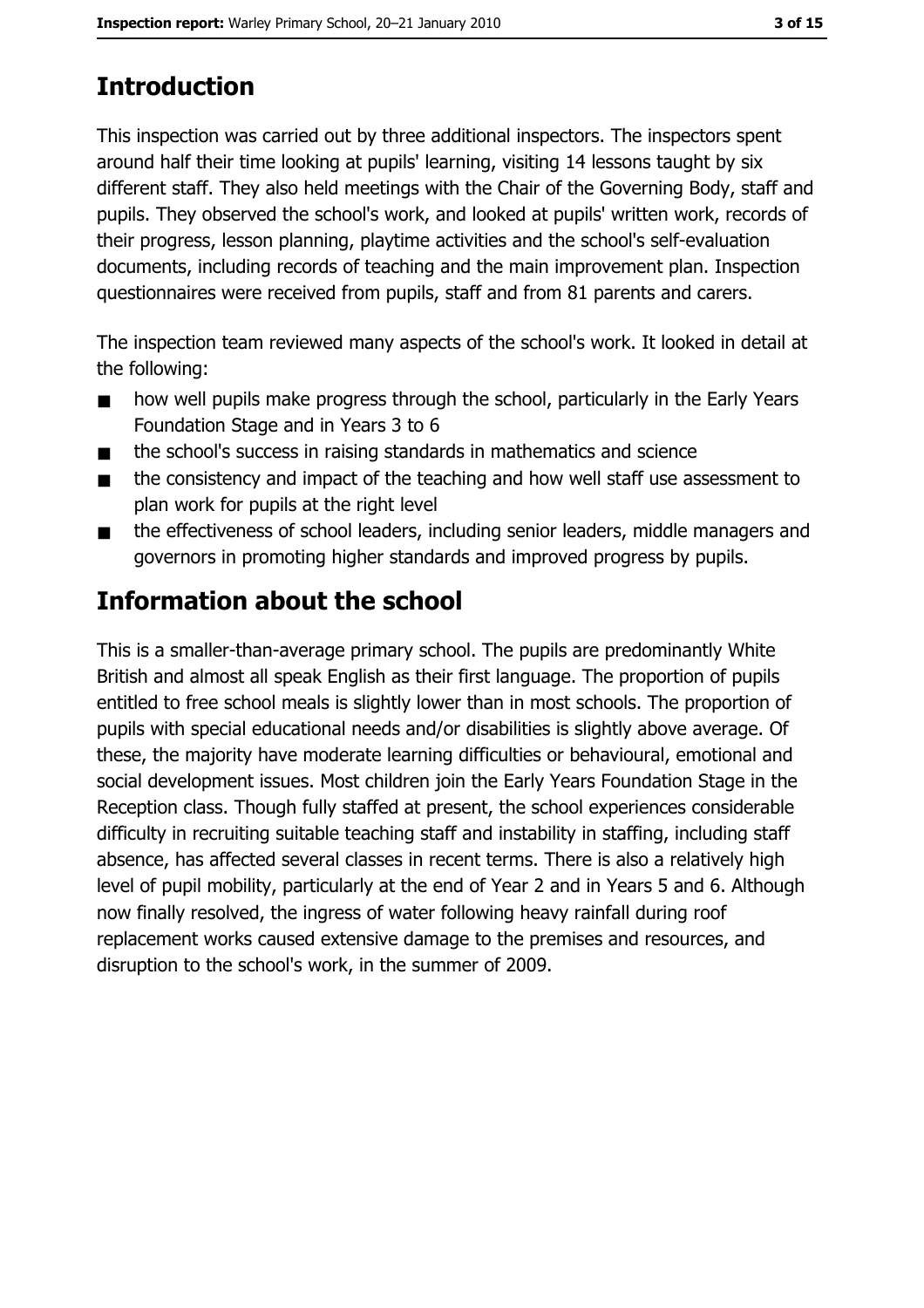## Introduction

This inspection was carried out by three additional inspectors. The inspectors spent around half their time looking at pupils' learning, visiting 14 lessons taught by six different staff. They also held meetings with the Chair of the Governing Body, staff and pupils. They observed the school's work, and looked at pupils' written work, records of their progress, lesson planning, playtime activities and the school's self-evaluation documents, including records of teaching and the main improvement plan. Inspection questionnaires were received from pupils, staff and from 81 parents and carers.

The inspection team reviewed many aspects of the school's work. It looked in detail at the following:

- how well pupils make progress through the school, particularly in the Early Years Foundation Stage and in Years 3 to 6
- the school's success in raising standards in mathematics and science
- the consistency and impact of the teaching and how well staff use assessment to plan work for pupils at the right level
- the effectiveness of school leaders, including senior leaders, middle managers and governors in promoting higher standards and improved progress by pupils.

## Information about the school

This is a smaller-than-average primary school. The pupils are predominantly White British and almost all speak English as their first language. The proportion of pupils entitled to free school meals is slightly lower than in most schools. The proportion of pupils with special educational needs and/or disabilities is slightly above average. Of these, the majority have moderate learning difficulties or behavioural, emotional and social development issues. Most children join the Early Years Foundation Stage in the Reception class. Though fully staffed at present, the school experiences considerable difficulty in recruiting suitable teaching staff and instability in staffing, including staff absence, has affected several classes in recent terms. There is also a relatively high level of pupil mobility, particularly at the end of Year 2 and in Years 5 and 6. Although now finally resolved, the ingress of water following heavy rainfall during roof replacement works caused extensive damage to the premises and resources, and disruption to the school's work, in the summer of 2009.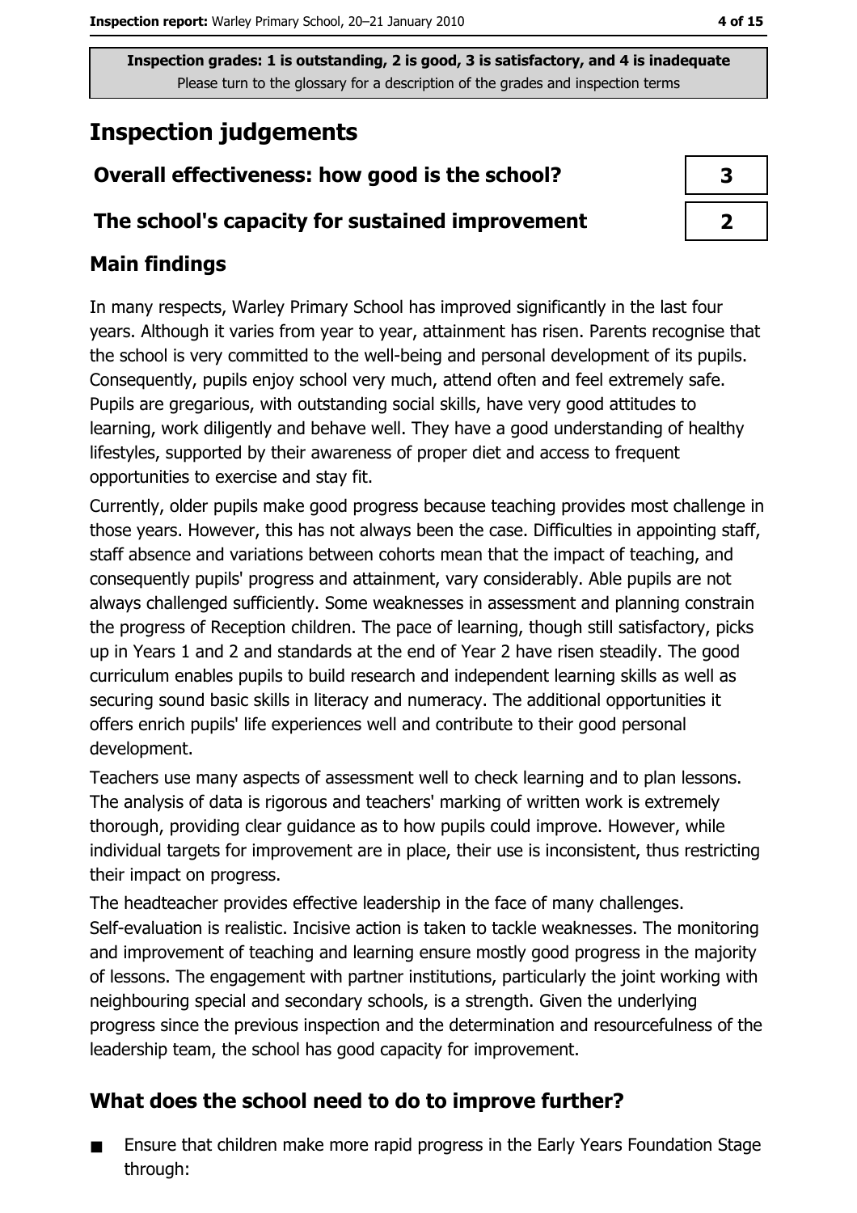Inspection grades: 1 is outstanding, 2 is good, 3 is satisfactory, and 4 is inadequate
Please turn to the glossary for a description of the grades and inspection terms

# Inspection judgements

| Overall effectiveness: how good is the school? | 3 |
| --- | --- |
| The school's capacity for sustained improvement | 2 |

## Main findings

In many respects, Warley Primary School has improved significantly in the last four years. Although it varies from year to year, attainment has risen. Parents recognise that the school is very committed to the well-being and personal development of its pupils. Consequently, pupils enjoy school very much, attend often and feel extremely safe. Pupils are gregarious, with outstanding social skills, have very good attitudes to learning, work diligently and behave well. They have a good understanding of healthy lifestyles, supported by their awareness of proper diet and access to frequent opportunities to exercise and stay fit.

Currently, older pupils make good progress because teaching provides most challenge in those years. However, this has not always been the case. Difficulties in appointing staff, staff absence and variations between cohorts mean that the impact of teaching, and consequently pupils' progress and attainment, vary considerably. Able pupils are not always challenged sufficiently. Some weaknesses in assessment and planning constrain the progress of Reception children. The pace of learning, though still satisfactory, picks up in Years 1 and 2 and standards at the end of Year 2 have risen steadily. The good curriculum enables pupils to build research and independent learning skills as well as securing sound basic skills in literacy and numeracy. The additional opportunities it offers enrich pupils' life experiences well and contribute to their good personal development.

Teachers use many aspects of assessment well to check learning and to plan lessons. The analysis of data is rigorous and teachers' marking of written work is extremely thorough, providing clear guidance as to how pupils could improve. However, while individual targets for improvement are in place, their use is inconsistent, thus restricting their impact on progress.

The headteacher provides effective leadership in the face of many challenges. Self-evaluation is realistic. Incisive action is taken to tackle weaknesses. The monitoring and improvement of teaching and learning ensure mostly good progress in the majority of lessons. The engagement with partner institutions, particularly the joint working with neighbouring special and secondary schools, is a strength. Given the underlying progress since the previous inspection and the determination and resourcefulness of the leadership team, the school has good capacity for improvement.

## What does the school need to do to improve further?

- Ensure that children make more rapid progress in the Early Years Foundation Stage through: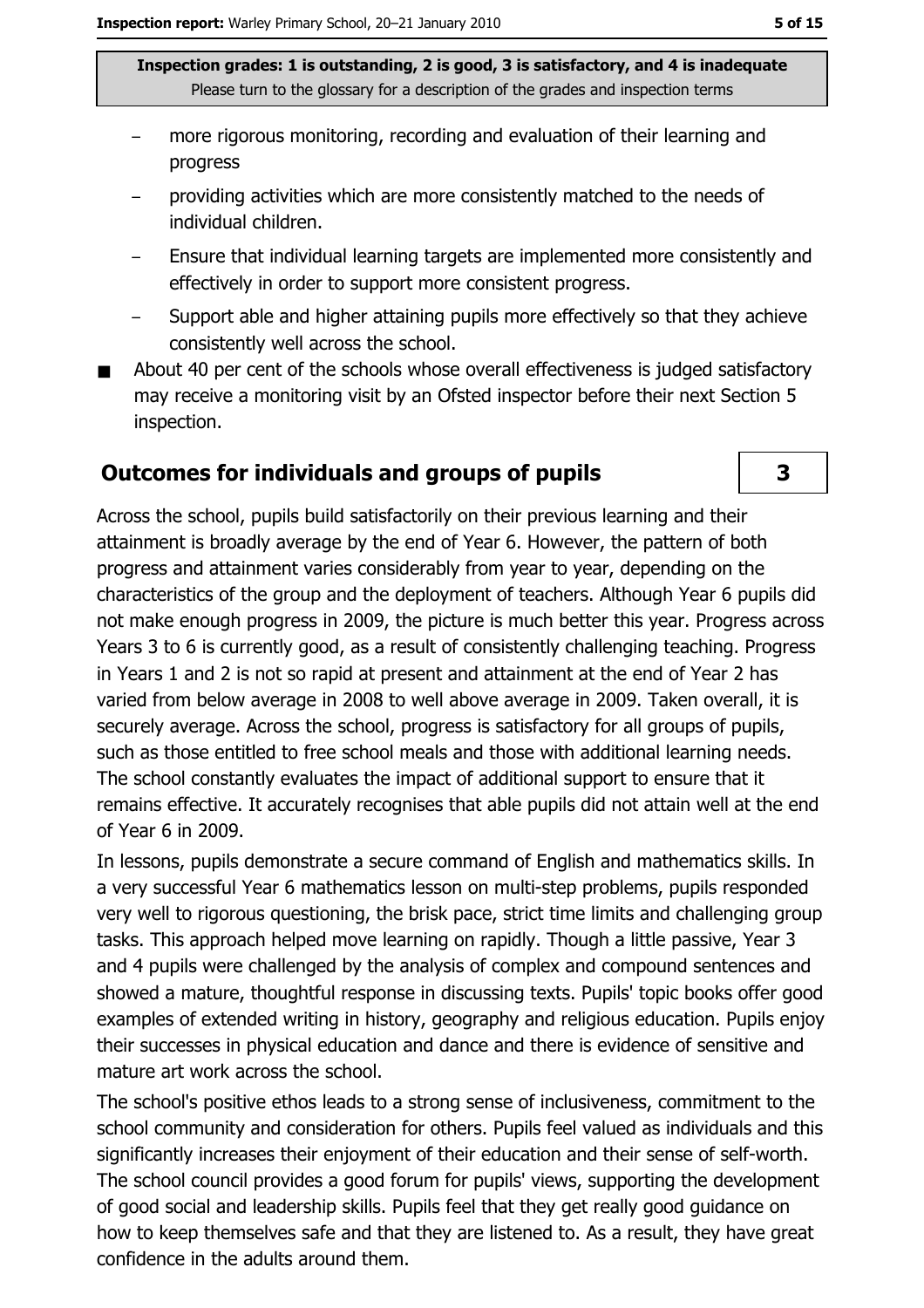- more rigorous monitoring, recording and evaluation of their learning and progress
- providing activities which are more consistently matched to the needs of individual children.
- Ensure that individual learning targets are implemented more consistently and effectively in order to support more consistent progress.
- Support able and higher attaining pupils more effectively so that they achieve consistently well across the school.

- About 40 per cent of the schools whose overall effectiveness is judged satisfactory may receive a monitoring visit by an Ofsted inspector before their next Section 5 inspection.

## Outcomes for individuals and groups of pupils — 3

Across the school, pupils build satisfactorily on their previous learning and their attainment is broadly average by the end of Year 6. However, the pattern of both progress and attainment varies considerably from year to year, depending on the characteristics of the group and the deployment of teachers. Although Year 6 pupils did not make enough progress in 2009, the picture is much better this year. Progress across Years 3 to 6 is currently good, as a result of consistently challenging teaching. Progress in Years 1 and 2 is not so rapid at present and attainment at the end of Year 2 has varied from below average in 2008 to well above average in 2009. Taken overall, it is securely average. Across the school, progress is satisfactory for all groups of pupils, such as those entitled to free school meals and those with additional learning needs. The school constantly evaluates the impact of additional support to ensure that it remains effective. It accurately recognises that able pupils did not attain well at the end of Year 6 in 2009.

In lessons, pupils demonstrate a secure command of English and mathematics skills. In a very successful Year 6 mathematics lesson on multi-step problems, pupils responded very well to rigorous questioning, the brisk pace, strict time limits and challenging group tasks. This approach helped move learning on rapidly. Though a little passive, Year 3 and 4 pupils were challenged by the analysis of complex and compound sentences and showed a mature, thoughtful response in discussing texts. Pupils' topic books offer good examples of extended writing in history, geography and religious education. Pupils enjoy their successes in physical education and dance and there is evidence of sensitive and mature art work across the school.

The school's positive ethos leads to a strong sense of inclusiveness, commitment to the school community and consideration for others. Pupils feel valued as individuals and this significantly increases their enjoyment of their education and their sense of self-worth. The school council provides a good forum for pupils' views, supporting the development of good social and leadership skills. Pupils feel that they get really good guidance on how to keep themselves safe and that they are listened to. As a result, they have great confidence in the adults around them.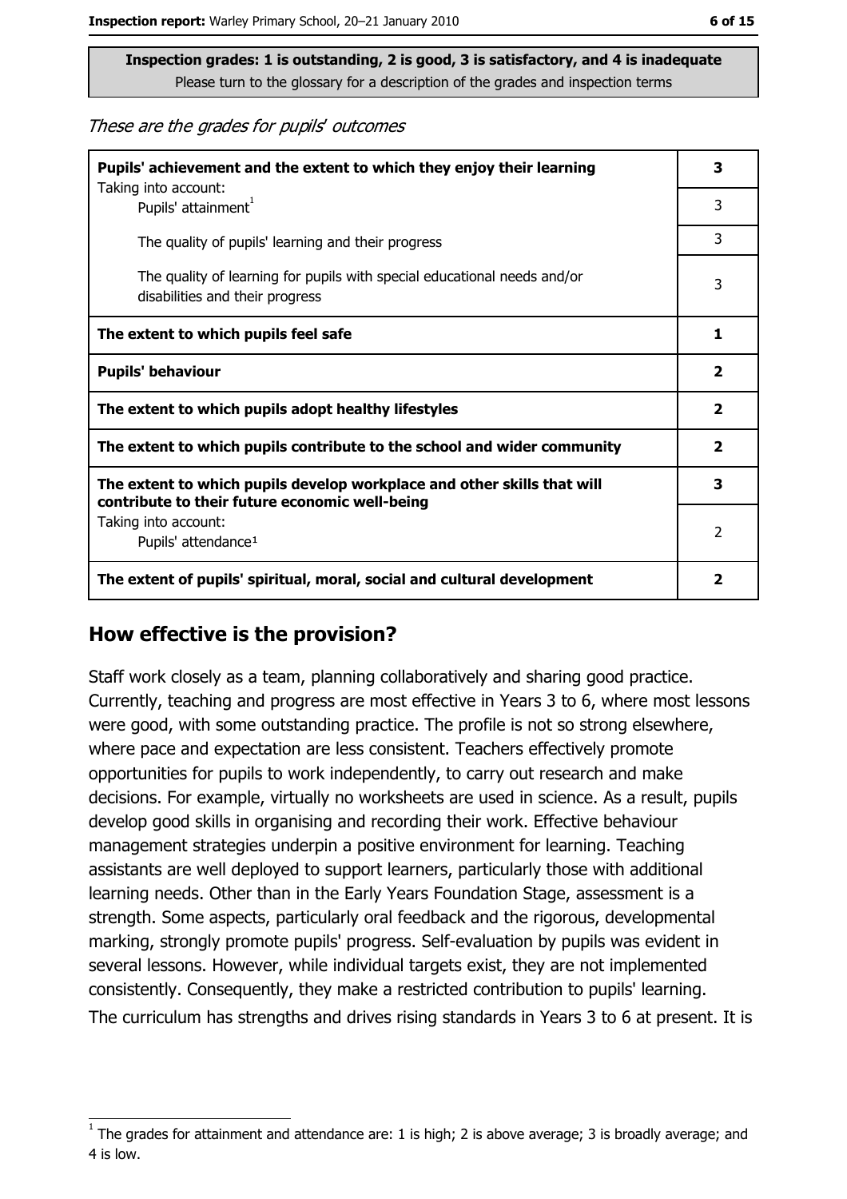**Inspection grades: 1 is outstanding, 2 is good, 3 is satisfactory, and 4 is inadequate**
Please turn to the glossary for a description of the grades and inspection terms

*These are the grades for pupils' outcomes*

| | |
|---|---|
| **Pupils' achievement and the extent to which they enjoy their learning** | **3** |
| Taking into account: Pupils' attainment[1] | 3 |
| The quality of pupils' learning and their progress | 3 |
| The quality of learning for pupils with special educational needs and/or disabilities and their progress | 3 |
| **The extent to which pupils feel safe** | **1** |
| **Pupils' behaviour** | **2** |
| **The extent to which pupils adopt healthy lifestyles** | **2** |
| **The extent to which pupils contribute to the school and wider community** | **2** |
| **The extent to which pupils develop workplace and other skills that will contribute to their future economic well-being** | **3** |
| Taking into account: Pupils' attendance[1] | 2 |
| **The extent of pupils' spiritual, moral, social and cultural development** | **2** |

## How effective is the provision?

Staff work closely as a team, planning collaboratively and sharing good practice. Currently, teaching and progress are most effective in Years 3 to 6, where most lessons were good, with some outstanding practice. The profile is not so strong elsewhere, where pace and expectation are less consistent. Teachers effectively promote opportunities for pupils to work independently, to carry out research and make decisions. For example, virtually no worksheets are used in science. As a result, pupils develop good skills in organising and recording their work. Effective behaviour management strategies underpin a positive environment for learning. Teaching assistants are well deployed to support learners, particularly those with additional learning needs. Other than in the Early Years Foundation Stage, assessment is a strength. Some aspects, particularly oral feedback and the rigorous, developmental marking, strongly promote pupils' progress. Self-evaluation by pupils was evident in several lessons. However, while individual targets exist, they are not implemented consistently. Consequently, they make a restricted contribution to pupils' learning.

The curriculum has strengths and drives rising standards in Years 3 to 6 at present. It is

[1] The grades for attainment and attendance are: 1 is high; 2 is above average; 3 is broadly average; and 4 is low.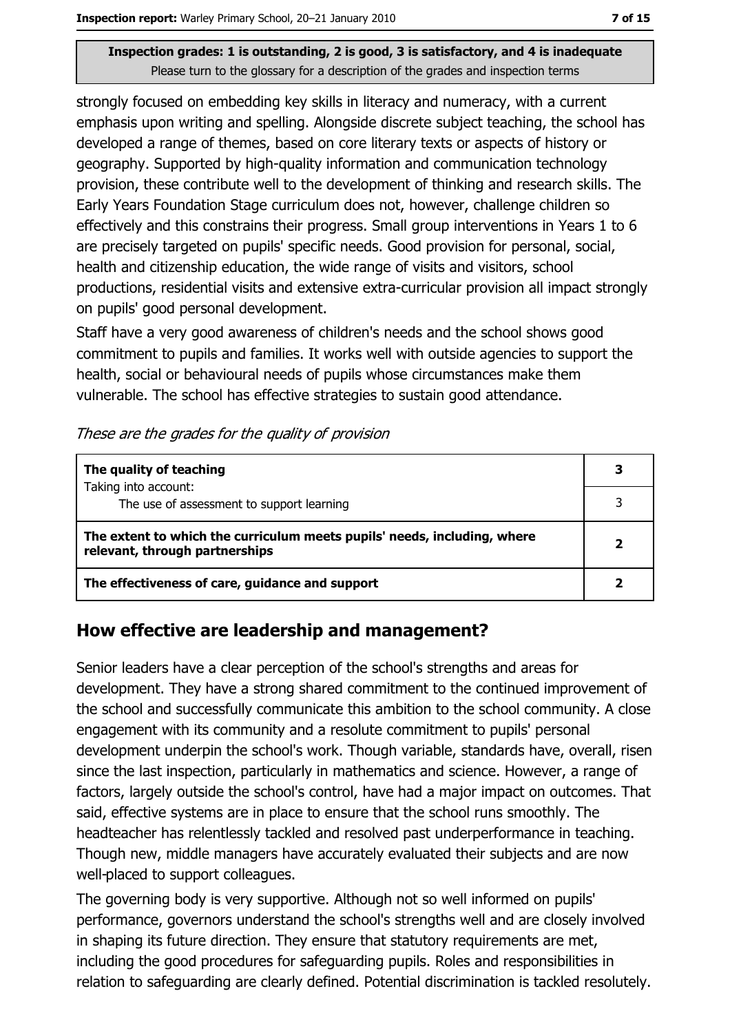Inspection grades: 1 is outstanding, 2 is good, 3 is satisfactory, and 4 is inadequate
Please turn to the glossary for a description of the grades and inspection terms

strongly focused on embedding key skills in literacy and numeracy, with a current emphasis upon writing and spelling. Alongside discrete subject teaching, the school has developed a range of themes, based on core literary texts or aspects of history or geography. Supported by high-quality information and communication technology provision, these contribute well to the development of thinking and research skills. The Early Years Foundation Stage curriculum does not, however, challenge children so effectively and this constrains their progress. Small group interventions in Years 1 to 6 are precisely targeted on pupils' specific needs. Good provision for personal, social, health and citizenship education, the wide range of visits and visitors, school productions, residential visits and extensive extra-curricular provision all impact strongly on pupils' good personal development.

Staff have a very good awareness of children's needs and the school shows good commitment to pupils and families. It works well with outside agencies to support the health, social or behavioural needs of pupils whose circumstances make them vulnerable. The school has effective strategies to sustain good attendance.

*These are the grades for the quality of provision*

| | |
|---|---|
| **The quality of teaching** | **3** |
| Taking into account:<br>The use of assessment to support learning | 3 |
| **The extent to which the curriculum meets pupils' needs, including, where relevant, through partnerships** | **2** |
| **The effectiveness of care, guidance and support** | **2** |

## How effective are leadership and management?

Senior leaders have a clear perception of the school's strengths and areas for development. They have a strong shared commitment to the continued improvement of the school and successfully communicate this ambition to the school community. A close engagement with its community and a resolute commitment to pupils' personal development underpin the school's work. Though variable, standards have, overall, risen since the last inspection, particularly in mathematics and science. However, a range of factors, largely outside the school's control, have had a major impact on outcomes. That said, effective systems are in place to ensure that the school runs smoothly. The headteacher has relentlessly tackled and resolved past underperformance in teaching. Though new, middle managers have accurately evaluated their subjects and are now well-placed to support colleagues.

The governing body is very supportive. Although not so well informed on pupils' performance, governors understand the school's strengths well and are closely involved in shaping its future direction. They ensure that statutory requirements are met, including the good procedures for safeguarding pupils. Roles and responsibilities in relation to safeguarding are clearly defined. Potential discrimination is tackled resolutely.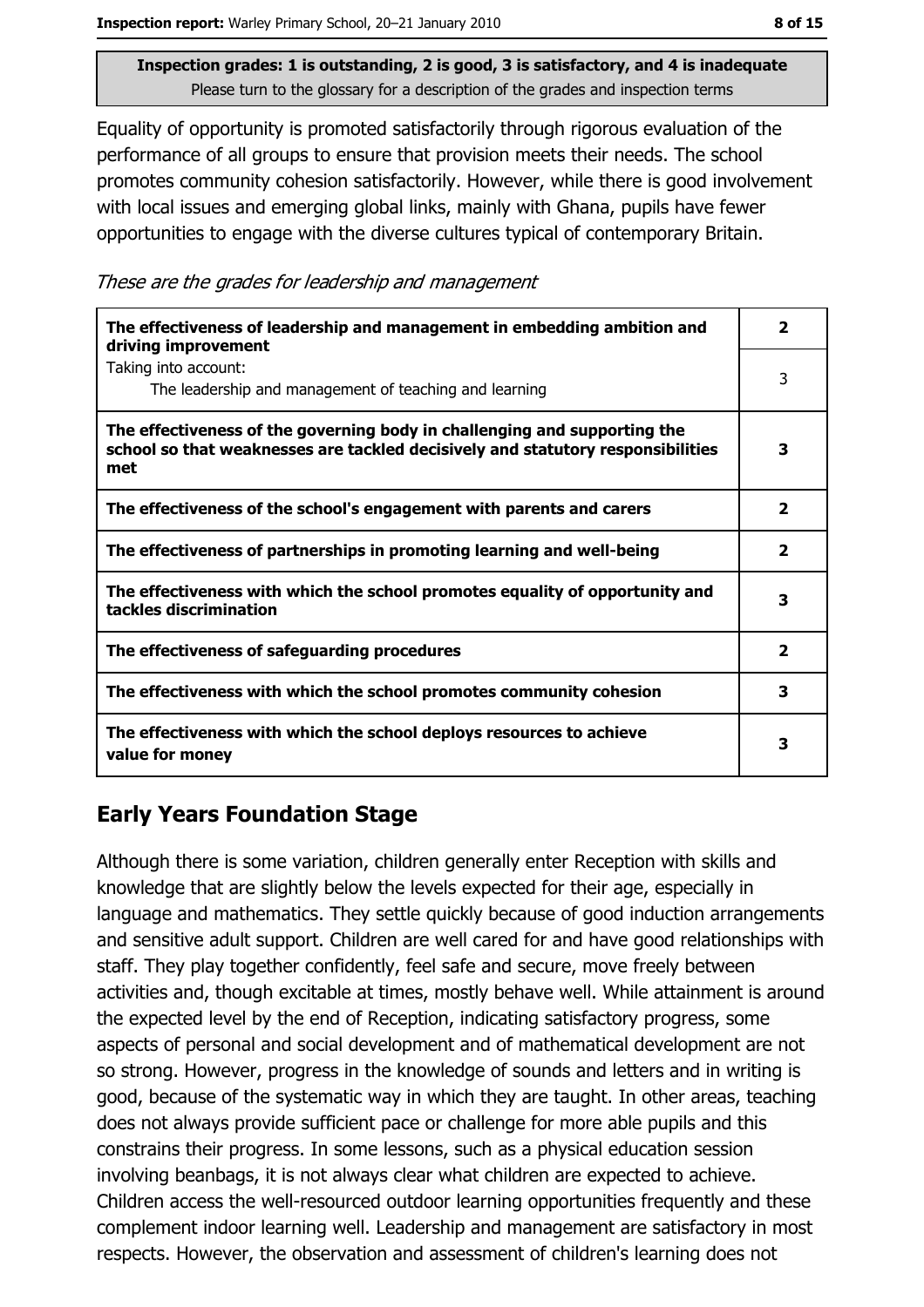**Inspection grades: 1 is outstanding, 2 is good, 3 is satisfactory, and 4 is inadequate**
Please turn to the glossary for a description of the grades and inspection terms

Equality of opportunity is promoted satisfactorily through rigorous evaluation of the performance of all groups to ensure that provision meets their needs. The school promotes community cohesion satisfactorily. However, while there is good involvement with local issues and emerging global links, mainly with Ghana, pupils have fewer opportunities to engage with the diverse cultures typical of contemporary Britain.

*These are the grades for leadership and management*

| | |
|---|---|
| **The effectiveness of leadership and management in embedding ambition and driving improvement** | **2** |
| Taking into account: The leadership and management of teaching and learning | 3 |
| **The effectiveness of the governing body in challenging and supporting the school so that weaknesses are tackled decisively and statutory responsibilities met** | **3** |
| **The effectiveness of the school's engagement with parents and carers** | **2** |
| **The effectiveness of partnerships in promoting learning and well-being** | **2** |
| **The effectiveness with which the school promotes equality of opportunity and tackles discrimination** | **3** |
| **The effectiveness of safeguarding procedures** | **2** |
| **The effectiveness with which the school promotes community cohesion** | **3** |
| **The effectiveness with which the school deploys resources to achieve value for money** | **3** |

## Early Years Foundation Stage

Although there is some variation, children generally enter Reception with skills and knowledge that are slightly below the levels expected for their age, especially in language and mathematics. They settle quickly because of good induction arrangements and sensitive adult support. Children are well cared for and have good relationships with staff. They play together confidently, feel safe and secure, move freely between activities and, though excitable at times, mostly behave well. While attainment is around the expected level by the end of Reception, indicating satisfactory progress, some aspects of personal and social development and of mathematical development are not so strong. However, progress in the knowledge of sounds and letters and in writing is good, because of the systematic way in which they are taught. In other areas, teaching does not always provide sufficient pace or challenge for more able pupils and this constrains their progress. In some lessons, such as a physical education session involving beanbags, it is not always clear what children are expected to achieve. Children access the well-resourced outdoor learning opportunities frequently and these complement indoor learning well. Leadership and management are satisfactory in most respects. However, the observation and assessment of children's learning does not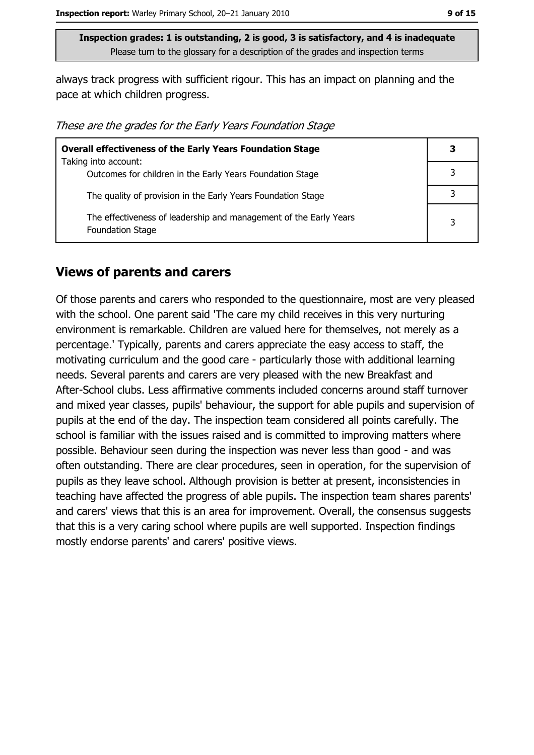**Inspection grades: 1 is outstanding, 2 is good, 3 is satisfactory, and 4 is inadequate**
Please turn to the glossary for a description of the grades and inspection terms

always track progress with sufficient rigour. This has an impact on planning and the pace at which children progress.

*These are the grades for the Early Years Foundation Stage*

| **Overall effectiveness of the Early Years Foundation Stage** Taking into account: | **3** |
|---|---|
| Outcomes for children in the Early Years Foundation Stage | 3 |
| The quality of provision in the Early Years Foundation Stage | 3 |
| The effectiveness of leadership and management of the Early Years Foundation Stage | 3 |

## Views of parents and carers

Of those parents and carers who responded to the questionnaire, most are very pleased with the school. One parent said 'The care my child receives in this very nurturing environment is remarkable. Children are valued here for themselves, not merely as a percentage.' Typically, parents and carers appreciate the easy access to staff, the motivating curriculum and the good care - particularly those with additional learning needs. Several parents and carers are very pleased with the new Breakfast and After-School clubs. Less affirmative comments included concerns around staff turnover and mixed year classes, pupils' behaviour, the support for able pupils and supervision of pupils at the end of the day. The inspection team considered all points carefully. The school is familiar with the issues raised and is committed to improving matters where possible. Behaviour seen during the inspection was never less than good - and was often outstanding. There are clear procedures, seen in operation, for the supervision of pupils as they leave school. Although provision is better at present, inconsistencies in teaching have affected the progress of able pupils. The inspection team shares parents' and carers' views that this is an area for improvement. Overall, the consensus suggests that this is a very caring school where pupils are well supported. Inspection findings mostly endorse parents' and carers' positive views.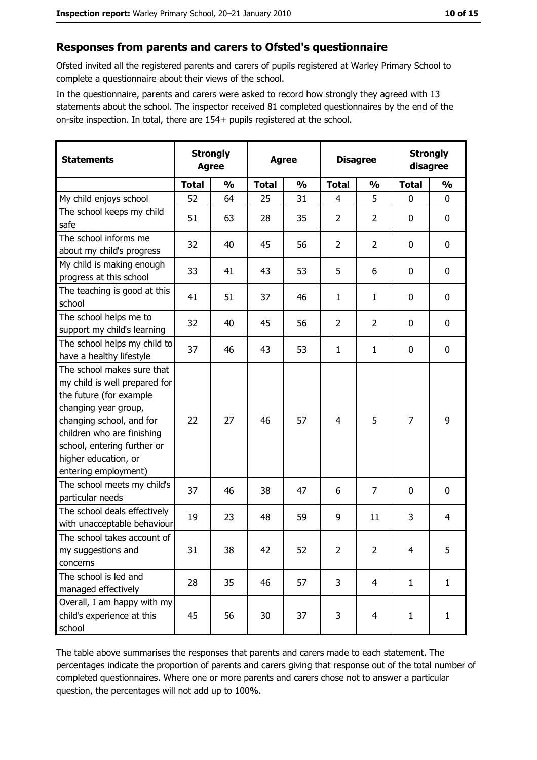## Responses from parents and carers to Ofsted's questionnaire

Ofsted invited all the registered parents and carers of pupils registered at Warley Primary School to complete a questionnaire about their views of the school.

In the questionnaire, parents and carers were asked to record how strongly they agreed with 13 statements about the school. The inspector received 81 completed questionnaires by the end of the on-site inspection. In total, there are 154+ pupils registered at the school.

| Statements | Strongly Agree | | Agree | | Disagree | | Strongly disagree | |
|---|---|---|---|---|---|---|---|---|
| | Total | % | Total | % | Total | % | Total | % |
| My child enjoys school | 52 | 64 | 25 | 31 | 4 | 5 | 0 | 0 |
| The school keeps my child safe | 51 | 63 | 28 | 35 | 2 | 2 | 0 | 0 |
| The school informs me about my child's progress | 32 | 40 | 45 | 56 | 2 | 2 | 0 | 0 |
| My child is making enough progress at this school | 33 | 41 | 43 | 53 | 5 | 6 | 0 | 0 |
| The teaching is good at this school | 41 | 51 | 37 | 46 | 1 | 1 | 0 | 0 |
| The school helps me to support my child's learning | 32 | 40 | 45 | 56 | 2 | 2 | 0 | 0 |
| The school helps my child to have a healthy lifestyle | 37 | 46 | 43 | 53 | 1 | 1 | 0 | 0 |
| The school makes sure that my child is well prepared for the future (for example changing year group, changing school, and for children who are finishing school, entering further or higher education, or entering employment) | 22 | 27 | 46 | 57 | 4 | 5 | 7 | 9 |
| The school meets my child's particular needs | 37 | 46 | 38 | 47 | 6 | 7 | 0 | 0 |
| The school deals effectively with unacceptable behaviour | 19 | 23 | 48 | 59 | 9 | 11 | 3 | 4 |
| The school takes account of my suggestions and concerns | 31 | 38 | 42 | 52 | 2 | 2 | 4 | 5 |
| The school is led and managed effectively | 28 | 35 | 46 | 57 | 3 | 4 | 1 | 1 |
| Overall, I am happy with my child's experience at this school | 45 | 56 | 30 | 37 | 3 | 4 | 1 | 1 |

The table above summarises the responses that parents and carers made to each statement. The percentages indicate the proportion of parents and carers giving that response out of the total number of completed questionnaires. Where one or more parents and carers chose not to answer a particular question, the percentages will not add up to 100%.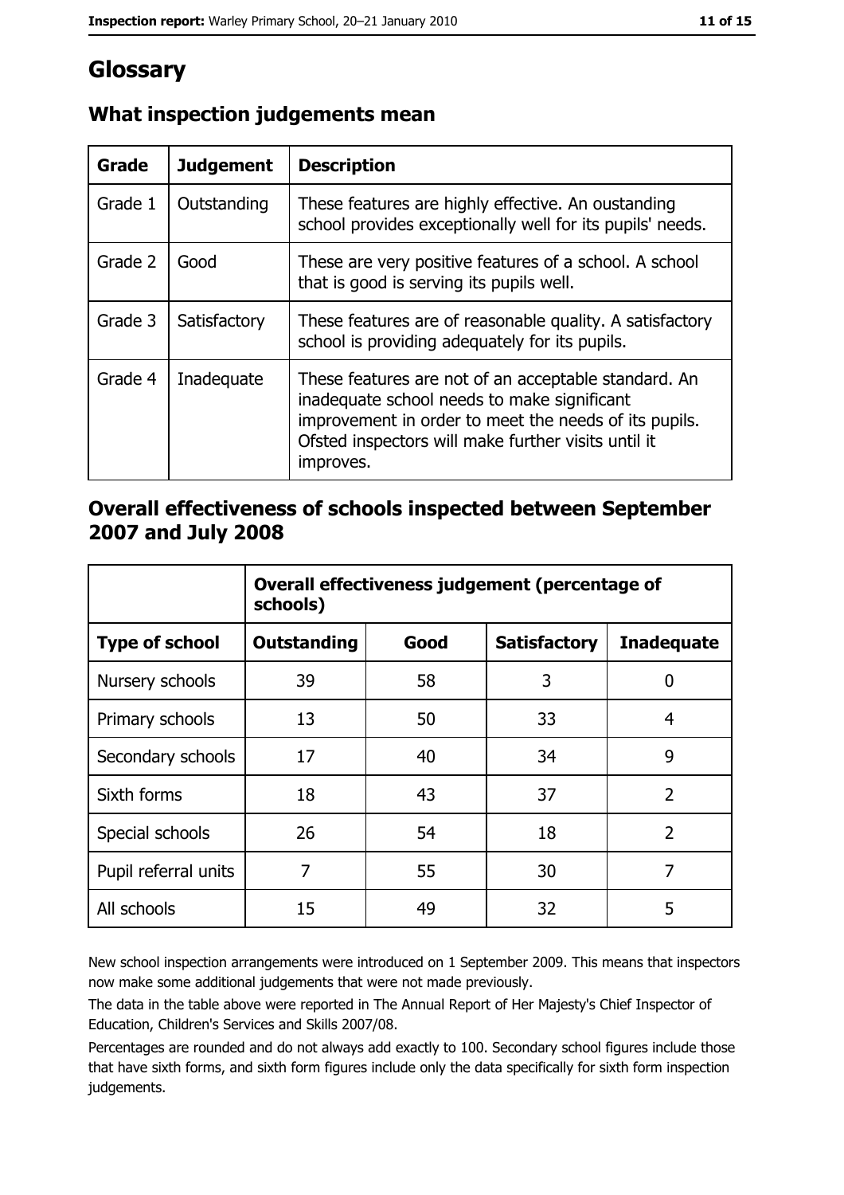# Glossary

## What inspection judgements mean

| Grade | Judgement | Description |
| --- | --- | --- |
| Grade 1 | Outstanding | These features are highly effective. An oustanding school provides exceptionally well for its pupils' needs. |
| Grade 2 | Good | These are very positive features of a school. A school that is good is serving its pupils well. |
| Grade 3 | Satisfactory | These features are of reasonable quality. A satisfactory school is providing adequately for its pupils. |
| Grade 4 | Inadequate | These features are not of an acceptable standard. An inadequate school needs to make significant improvement in order to meet the needs of its pupils. Ofsted inspectors will make further visits until it improves. |

## Overall effectiveness of schools inspected between September 2007 and July 2008

| | Overall effectiveness judgement (percentage of schools) | | | |
| --- | --- | --- | --- | --- |
| **Type of school** | **Outstanding** | **Good** | **Satisfactory** | **Inadequate** |
| Nursery schools | 39 | 58 | 3 | 0 |
| Primary schools | 13 | 50 | 33 | 4 |
| Secondary schools | 17 | 40 | 34 | 9 |
| Sixth forms | 18 | 43 | 37 | 2 |
| Special schools | 26 | 54 | 18 | 2 |
| Pupil referral units | 7 | 55 | 30 | 7 |
| All schools | 15 | 49 | 32 | 5 |

New school inspection arrangements were introduced on 1 September 2009. This means that inspectors now make some additional judgements that were not made previously.

The data in the table above were reported in The Annual Report of Her Majesty's Chief Inspector of Education, Children's Services and Skills 2007/08.

Percentages are rounded and do not always add exactly to 100. Secondary school figures include those that have sixth forms, and sixth form figures include only the data specifically for sixth form inspection judgements.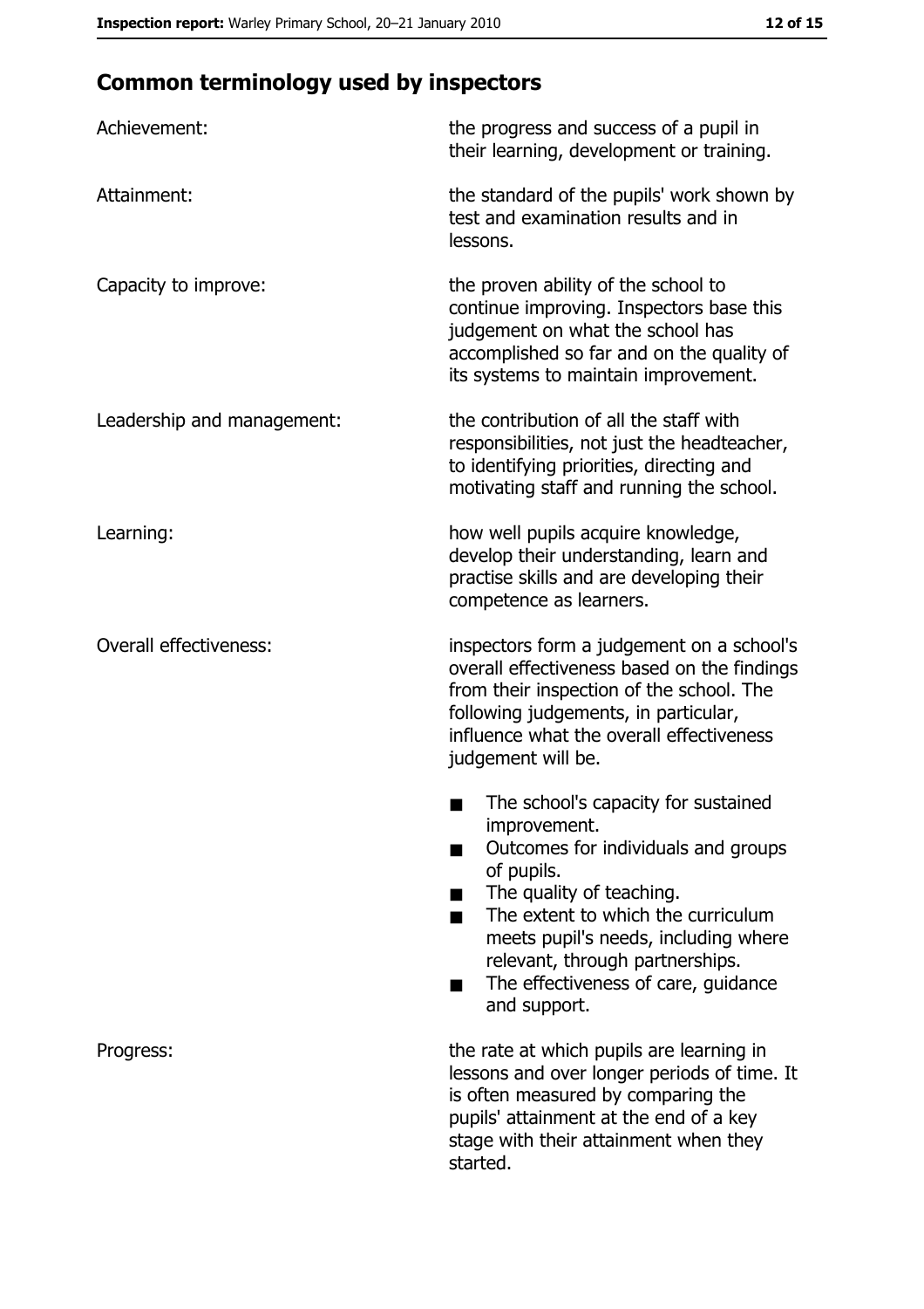## Common terminology used by inspectors

**Achievement:** the progress and success of a pupil in their learning, development or training.

**Attainment:** the standard of the pupils' work shown by test and examination results and in lessons.

**Capacity to improve:** the proven ability of the school to continue improving. Inspectors base this judgement on what the school has accomplished so far and on the quality of its systems to maintain improvement.

**Leadership and management:** the contribution of all the staff with responsibilities, not just the headteacher, to identifying priorities, directing and motivating staff and running the school.

**Learning:** how well pupils acquire knowledge, develop their understanding, learn and practise skills and are developing their competence as learners.

**Overall effectiveness:** inspectors form a judgement on a school's overall effectiveness based on the findings from their inspection of the school. The following judgements, in particular, influence what the overall effectiveness judgement will be.

- The school's capacity for sustained improvement.
- Outcomes for individuals and groups of pupils.
- The quality of teaching.
- The extent to which the curriculum meets pupil's needs, including where relevant, through partnerships.
- The effectiveness of care, guidance and support.

**Progress:** the rate at which pupils are learning in lessons and over longer periods of time. It is often measured by comparing the pupils' attainment at the end of a key stage with their attainment when they started.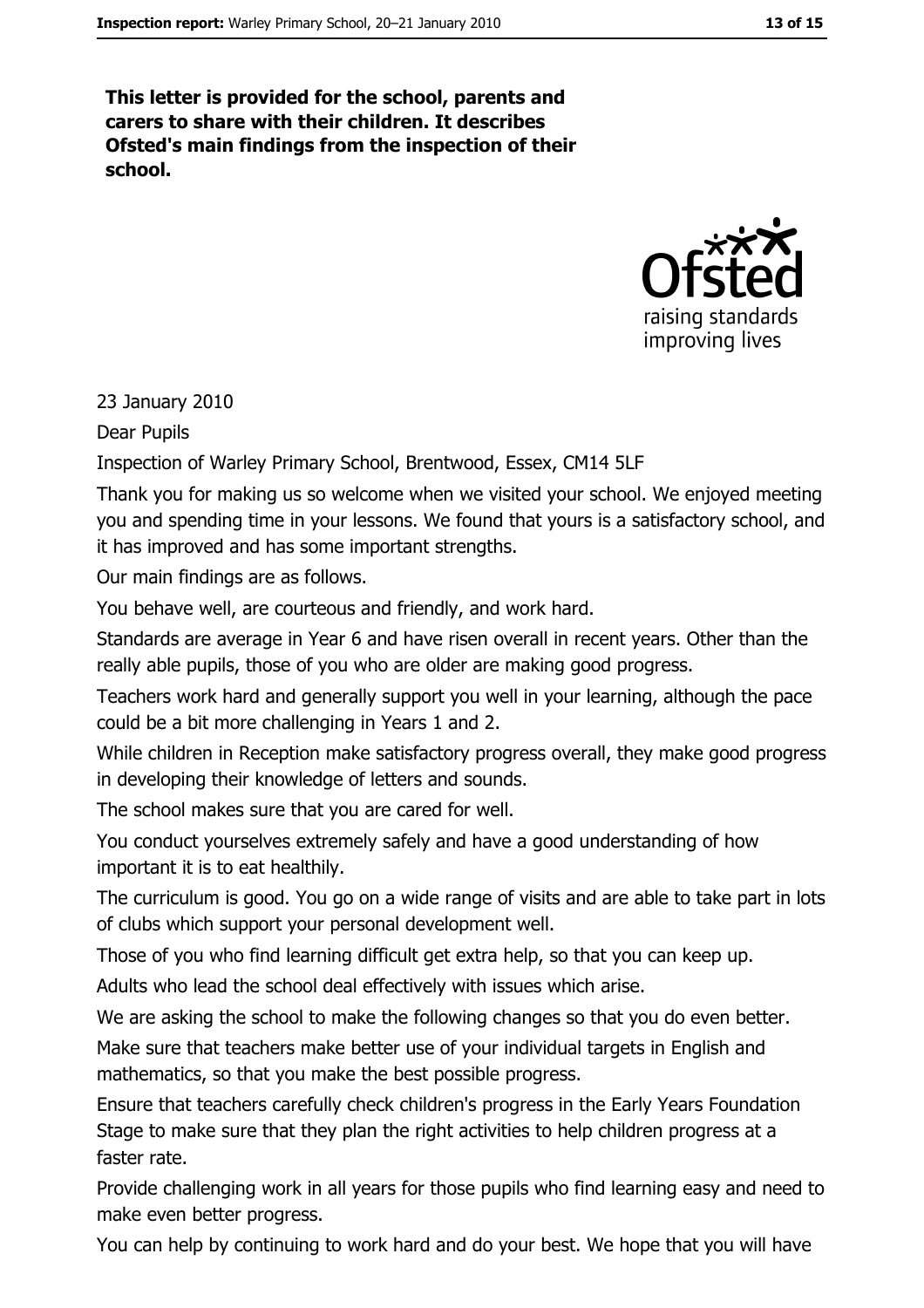**This letter is provided for the school, parents and carers to share with their children. It describes Ofsted's main findings from the inspection of their school.**

23 January 2010

Dear Pupils

Inspection of Warley Primary School, Brentwood, Essex, CM14 5LF

Thank you for making us so welcome when we visited your school. We enjoyed meeting you and spending time in your lessons. We found that yours is a satisfactory school, and it has improved and has some important strengths.

Our main findings are as follows.

You behave well, are courteous and friendly, and work hard.

Standards are average in Year 6 and have risen overall in recent years. Other than the really able pupils, those of you who are older are making good progress.

Teachers work hard and generally support you well in your learning, although the pace could be a bit more challenging in Years 1 and 2.

While children in Reception make satisfactory progress overall, they make good progress in developing their knowledge of letters and sounds.

The school makes sure that you are cared for well.

You conduct yourselves extremely safely and have a good understanding of how important it is to eat healthily.

The curriculum is good. You go on a wide range of visits and are able to take part in lots of clubs which support your personal development well.

Those of you who find learning difficult get extra help, so that you can keep up.

Adults who lead the school deal effectively with issues which arise.

We are asking the school to make the following changes so that you do even better.

Make sure that teachers make better use of your individual targets in English and mathematics, so that you make the best possible progress.

Ensure that teachers carefully check children's progress in the Early Years Foundation Stage to make sure that they plan the right activities to help children progress at a faster rate.

Provide challenging work in all years for those pupils who find learning easy and need to make even better progress.

You can help by continuing to work hard and do your best. We hope that you will have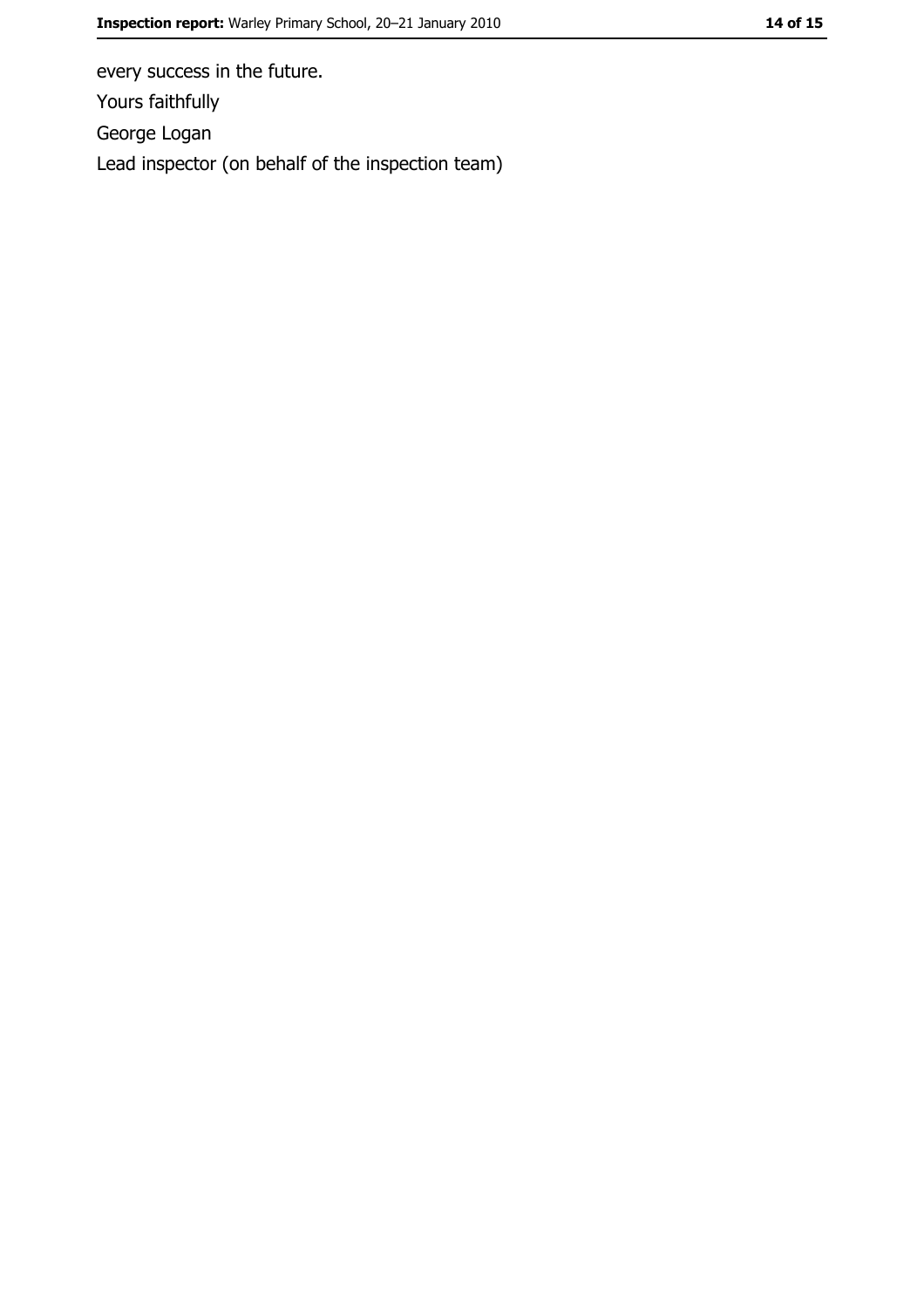every success in the future.

Yours faithfully

George Logan

Lead inspector (on behalf of the inspection team)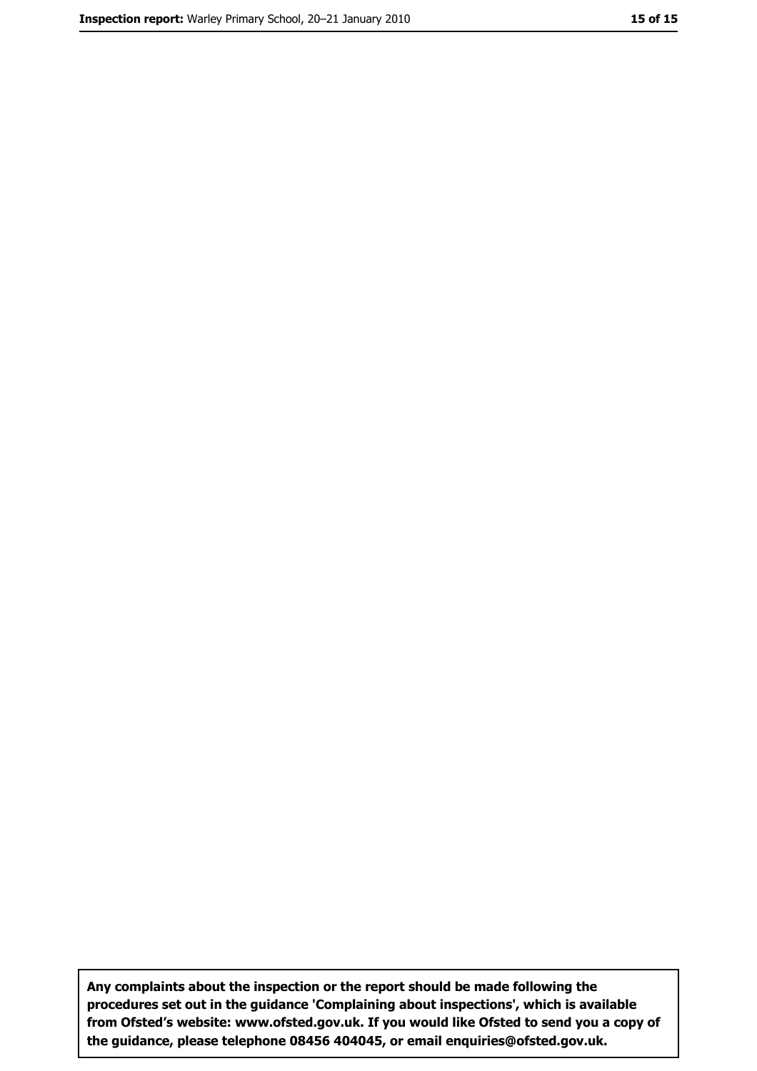**Any complaints about the inspection or the report should be made following the procedures set out in the guidance 'Complaining about inspections', which is available from Ofsted's website: www.ofsted.gov.uk. If you would like Ofsted to send you a copy of the guidance, please telephone 08456 404045, or email enquiries@ofsted.gov.uk.**